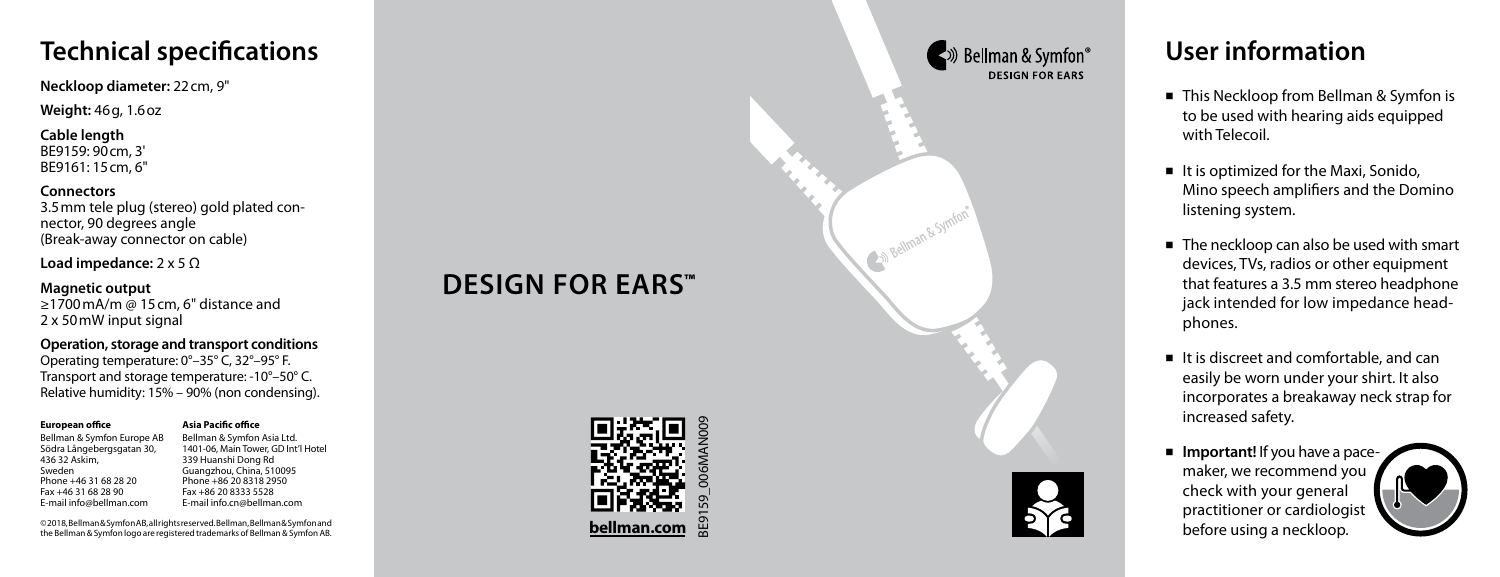# Technical specifications

**Neckloop diameter:** 22 cm, 9"

**Weight:** 46 g, 1.6 oz

**Cable length**
BE9159: 90 cm, 3'
BE9161: 15 cm, 6"

**Connectors**
3.5 mm tele plug (stereo) gold plated connector, 90 degrees angle
(Break-away connector on cable)

**Load impedance:** 2 x 5 Ω

**Magnetic output**
≥1700 mA/m @ 15 cm, 6" distance and 2 x 50 mW input signal

**Operation, storage and transport conditions**
Operating temperature: 0°–35° C, 32°–95° F.
Transport and storage temperature: -10°–50° C.
Relative humidity: 15% – 90% (non condensing).

**European office**
Bellman & Symfon Europe AB
Södra Långebergsgatan 30,
436 32 Askim,
Sweden
Phone +46 31 68 28 20
Fax +46 31 68 28 90
E-mail info@bellman.com

**Asia Pacific office**
Bellman & Symfon Asia Ltd.
1401-06, Main Tower, GD Int'l Hotel
339 Huanshi Dong Rd
Guangzhou, China, 510095
Phone +86 20 8318 2950
Fax +86 20 8333 5528
E-mail info.cn@bellman.com

©2018, Bellman & Symfon AB, all rights reserved. Bellman, Bellman & Symfon and the Bellman & Symfon logo are registered trademarks of Bellman & Symfon AB.

# DESIGN FOR EARS™

Bellman & Symfon®
DESIGN FOR EARS

bellman.com

BE9159_006MAN009

# User information

- This Neckloop from Bellman & Symfon is to be used with hearing aids equipped with Telecoil.
- It is optimized for the Maxi, Sonido, Mino speech amplifiers and the Domino listening system.
- The neckloop can also be used with smart devices, TVs, radios or other equipment that features a 3.5 mm stereo headphone jack intended for low impedance headphones.
- It is discreet and comfortable, and can easily be worn under your shirt. It also incorporates a breakaway neck strap for increased safety.
- **Important!** If you have a pacemaker, we recommend you check with your general practitioner or cardiologist before using a neckloop.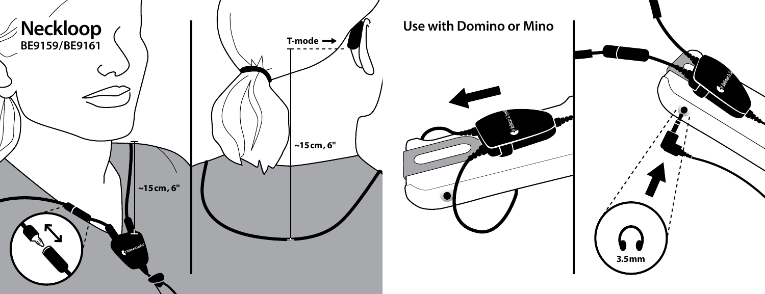# Neckloop

**BE9159/BE9161**

~15 cm, 6"

T-mode

~15 cm, 6"

## Use with Domino or Mino

3.5 mm